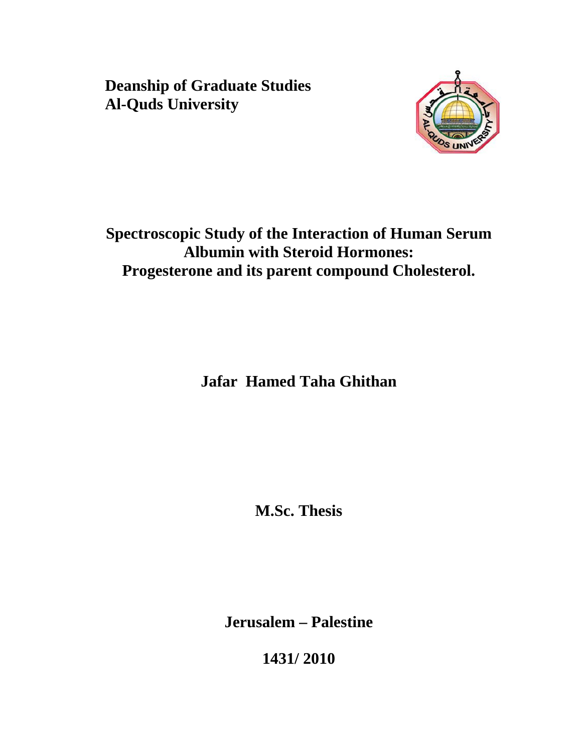**Deanship of Graduate Studies**
**Al-Quds University**

# Spectroscopic Study of the Interaction of Human Serum Albumin with Steroid Hormones: Progesterone and its parent compound Cholesterol.

**Jafar Hamed Taha Ghithan**

**M.Sc. Thesis**

**Jerusalem – Palestine**

**1431/ 2010**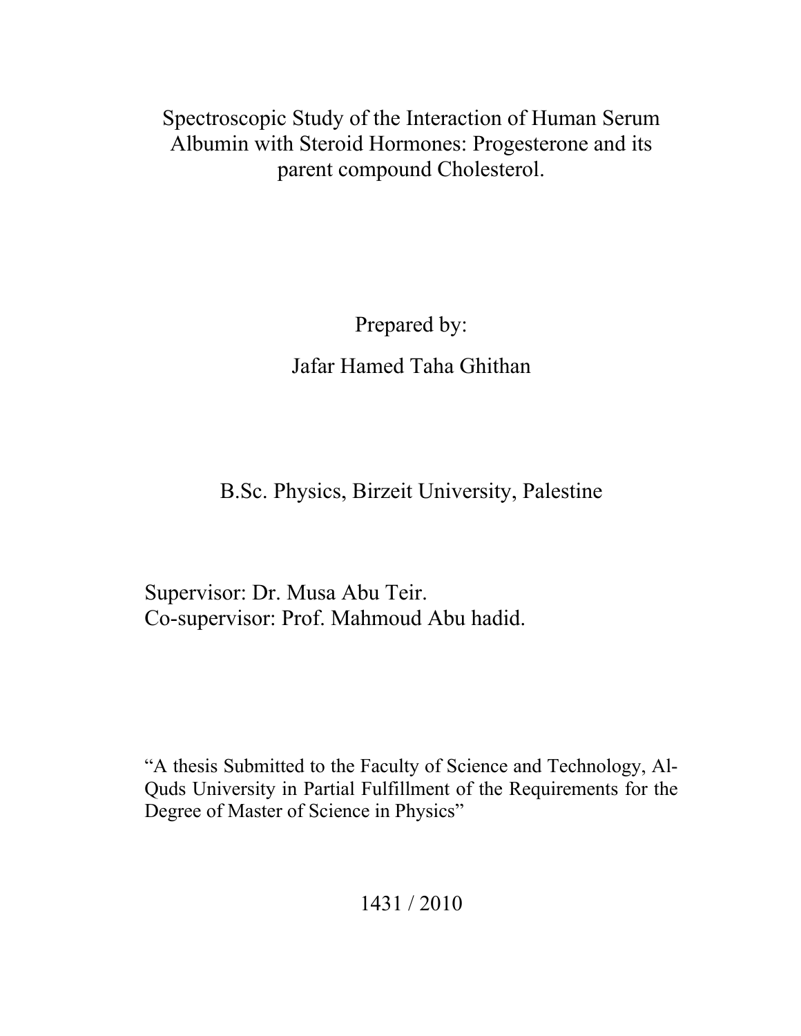# Spectroscopic Study of the Interaction of Human Serum Albumin with Steroid Hormones: Progesterone and its parent compound Cholesterol.

Prepared by:

Jafar Hamed Taha Ghithan

B.Sc. Physics, Birzeit University, Palestine

Supervisor: Dr. Musa Abu Teir.
Co-supervisor: Prof. Mahmoud Abu hadid.

"A thesis Submitted to the Faculty of Science and Technology, Al-Quds University in Partial Fulfillment of the Requirements for the Degree of Master of Science in Physics"

1431 / 2010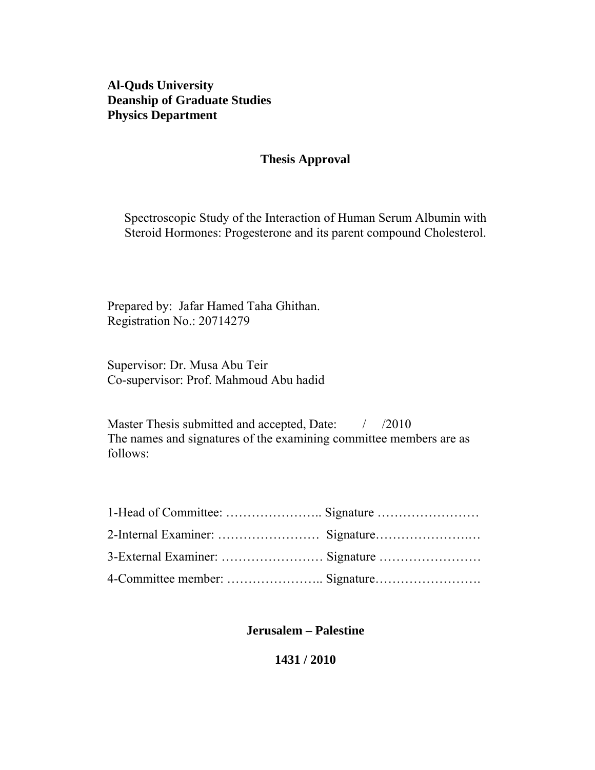**Al-Quds University**
**Deanship of Graduate Studies**
**Physics Department**

## Thesis Approval

Spectroscopic Study of the Interaction of Human Serum Albumin with Steroid Hormones: Progesterone and its parent compound Cholesterol.

Prepared by: Jafar Hamed Taha Ghithan.
Registration No.: 20714279

Supervisor: Dr. Musa Abu Teir
Co-supervisor: Prof. Mahmoud Abu hadid

Master Thesis submitted and accepted, Date: / /2010
The names and signatures of the examining committee members are as follows:

1-Head of Committee: ………………….. Signature ……………………

2-Internal Examiner: …………………… Signature…………………..…

3-External Examiner: …………………… Signature ……………………

4-Committee member: ………………….. Signature…………………….

**Jerusalem – Palestine**

**1431 / 2010**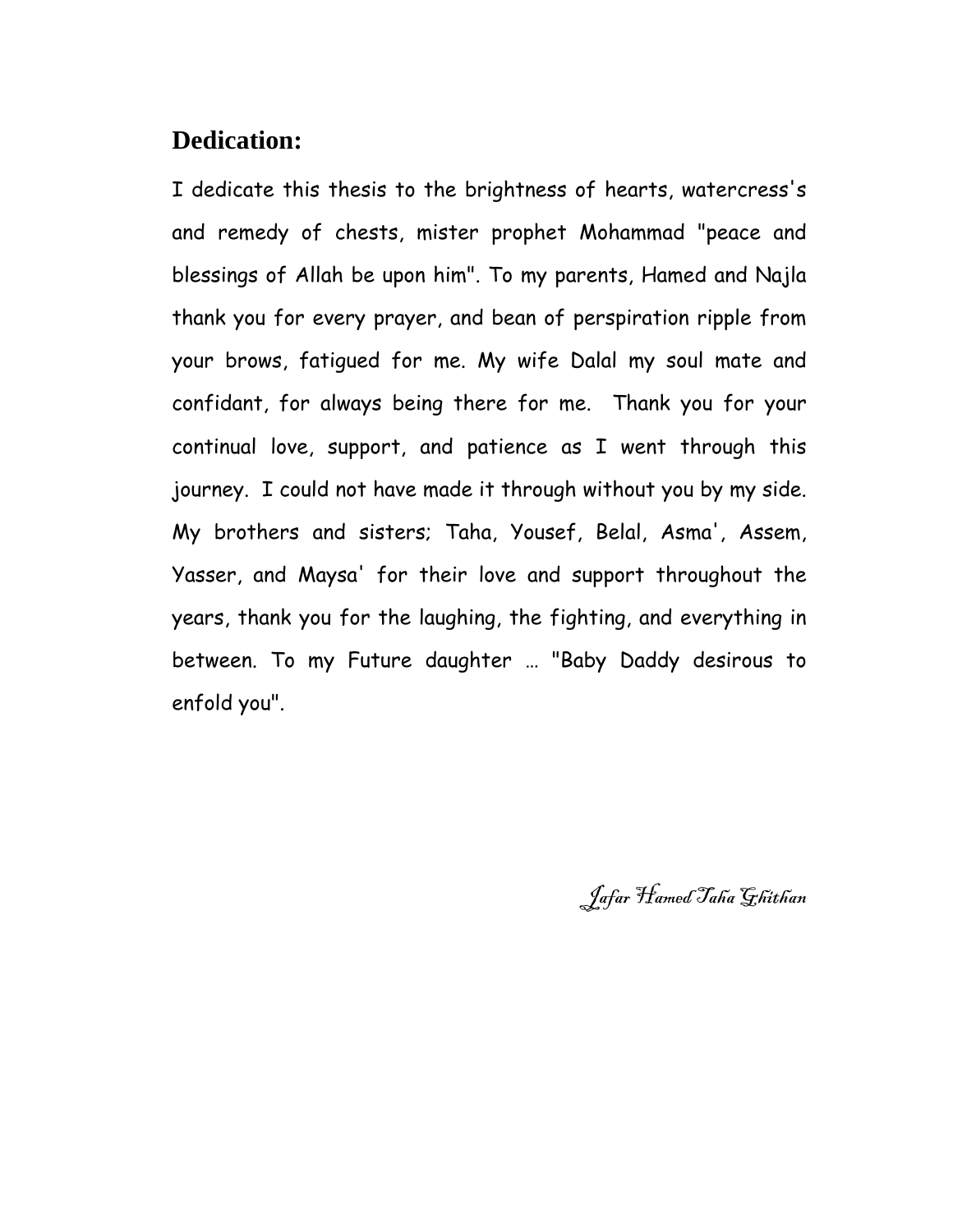## Dedication:

I dedicate this thesis to the brightness of hearts, watercress's and remedy of chests, mister prophet Mohammad "peace and blessings of Allah be upon him". To my parents, Hamed and Najla thank you for every prayer, and bean of perspiration ripple from your brows, fatigued for me. My wife Dalal my soul mate and confidant, for always being there for me. Thank you for your continual love, support, and patience as I went through this journey. I could not have made it through without you by my side. My brothers and sisters; Taha, Yousef, Belal, Asma', Assem, Yasser, and Maysa' for their love and support throughout the years, thank you for the laughing, the fighting, and everything in between. To my Future daughter … "Baby Daddy desirous to enfold you".

*Jafar Hamed Taha Ghithan*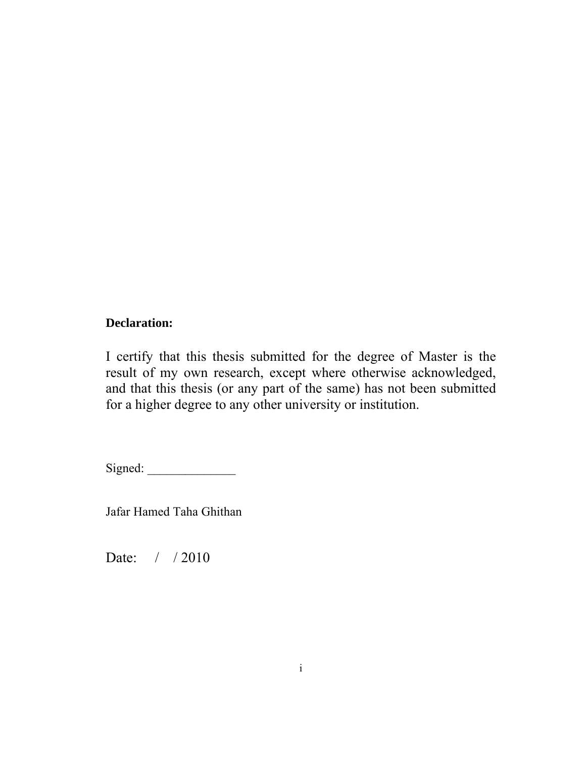**Declaration:**

I certify that this thesis submitted for the degree of Master is the result of my own research, except where otherwise acknowledged, and that this thesis (or any part of the same) has not been submitted for a higher degree to any other university or institution.

Signed: ______________

Jafar Hamed Taha Ghithan

Date:     /    / 2010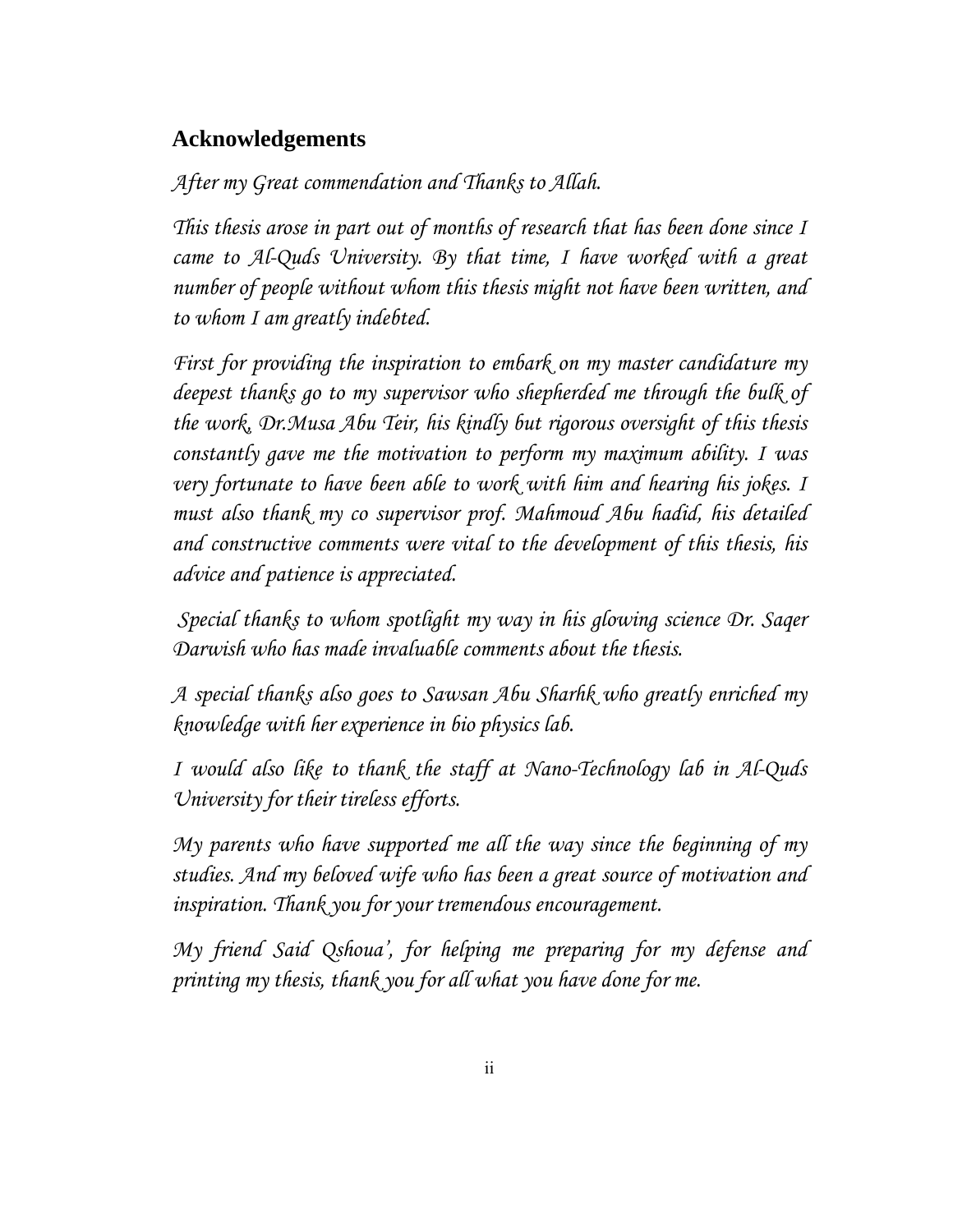## Acknowledgements

*After my Great commendation and Thanks to Allah.*

*This thesis arose in part out of months of research that has been done since I came to Al-Quds University. By that time, I have worked with a great number of people without whom this thesis might not have been written, and to whom I am greatly indebted.*

*First for providing the inspiration to embark on my master candidature my deepest thanks go to my supervisor who shepherded me through the bulk of the work, Dr.Musa Abu Teir, his kindly but rigorous oversight of this thesis constantly gave me the motivation to perform my maximum ability. I was very fortunate to have been able to work with him and hearing his jokes. I must also thank my co supervisor prof. Mahmoud Abu hadid, his detailed and constructive comments were vital to the development of this thesis, his advice and patience is appreciated.*

*Special thanks to whom spotlight my way in his glowing science Dr. Saqer Darwish who has made invaluable comments about the thesis.*

*A special thanks also goes to Sawsan Abu Sharhk who greatly enriched my knowledge with her experience in bio physics lab.*

*I would also like to thank the staff at Nano-Technology lab in Al-Quds University for their tireless efforts.*

*My parents who have supported me all the way since the beginning of my studies. And my beloved wife who has been a great source of motivation and inspiration. Thank you for your tremendous encouragement.*

*My friend Said Qshoua', for helping me preparing for my defense and printing my thesis, thank you for all what you have done for me.*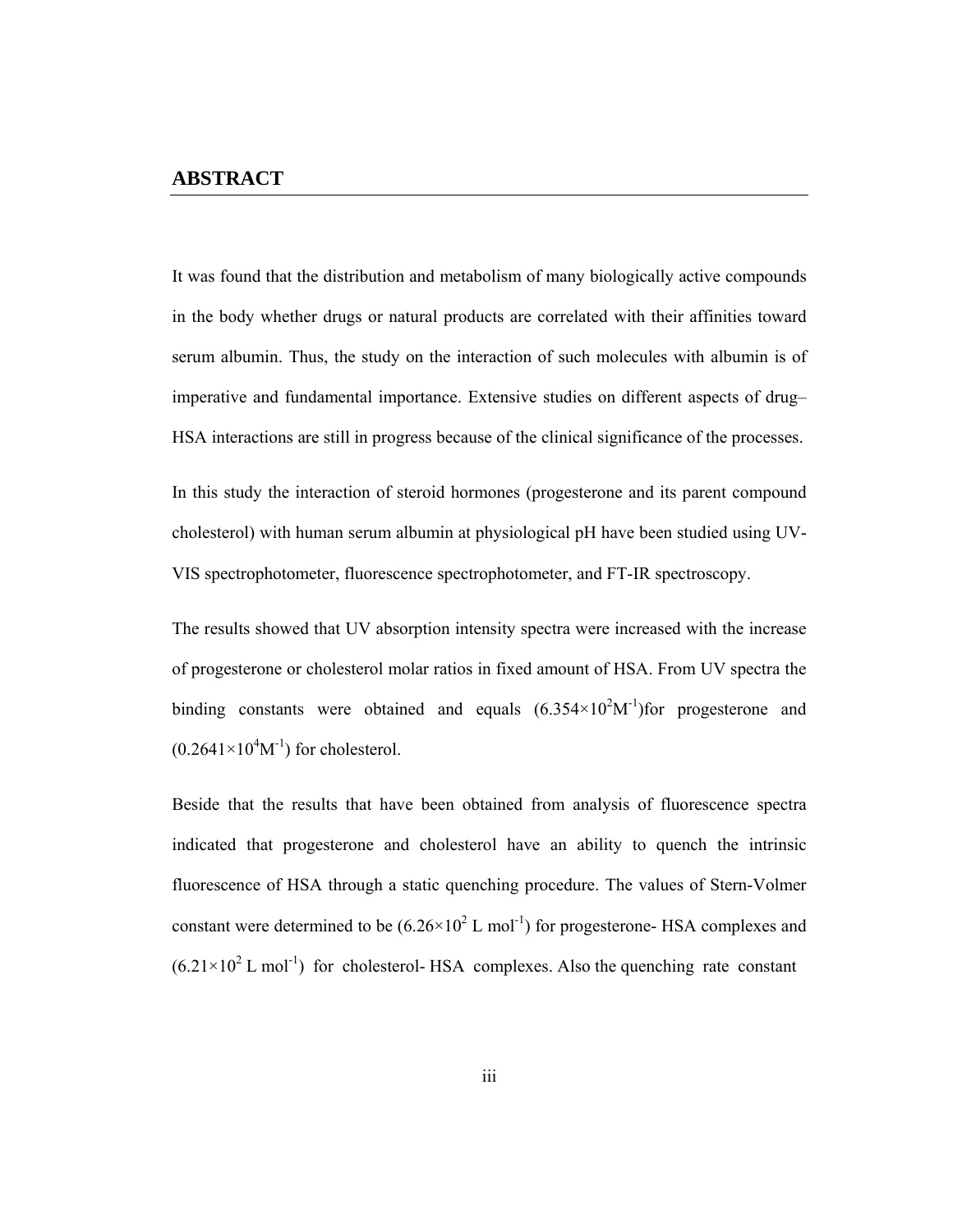## ABSTRACT

It was found that the distribution and metabolism of many biologically active compounds in the body whether drugs or natural products are correlated with their affinities toward serum albumin. Thus, the study on the interaction of such molecules with albumin is of imperative and fundamental importance. Extensive studies on different aspects of drug–HSA interactions are still in progress because of the clinical significance of the processes.

In this study the interaction of steroid hormones (progesterone and its parent compound cholesterol) with human serum albumin at physiological pH have been studied using UV-VIS spectrophotometer, fluorescence spectrophotometer, and FT-IR spectroscopy.

The results showed that UV absorption intensity spectra were increased with the increase of progesterone or cholesterol molar ratios in fixed amount of HSA. From UV spectra the binding constants were obtained and equals ($6.354\times10^{2}M^{-1}$)for progesterone and ($0.2641\times10^{4}M^{-1}$) for cholesterol.

Beside that the results that have been obtained from analysis of fluorescence spectra indicated that progesterone and cholesterol have an ability to quench the intrinsic fluorescence of HSA through a static quenching procedure. The values of Stern-Volmer constant were determined to be ($6.26\times10^{2}$ L mol$^{-1}$) for progesterone- HSA complexes and ($6.21\times10^{2}$ L mol$^{-1}$) for cholesterol- HSA complexes. Also the quenching rate constant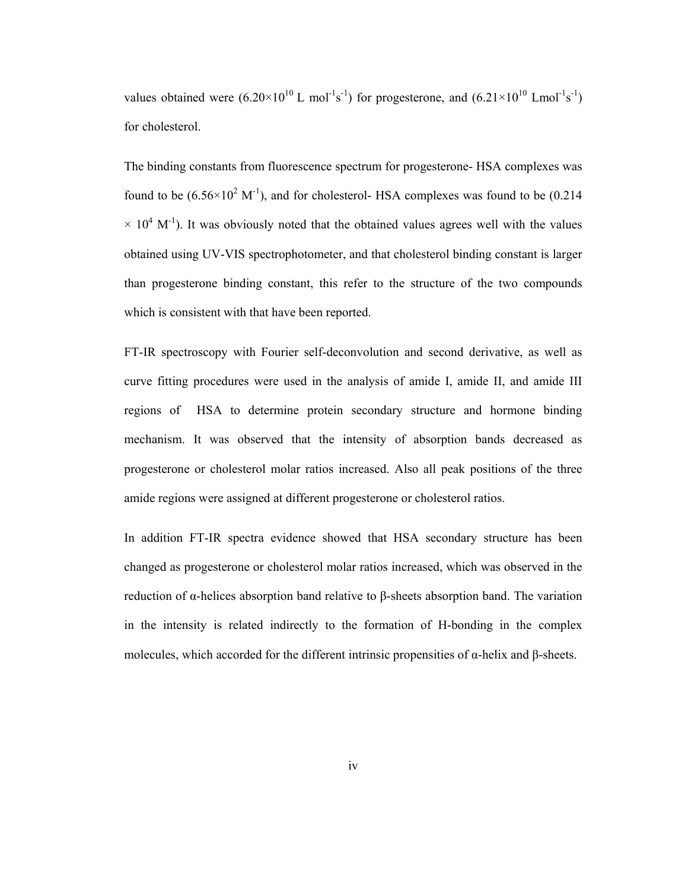values obtained were ($6.20\times10^{10}$ L $mol^{-1}s^{-1}$) for progesterone, and ($6.21\times10^{10}$ $Lmol^{-1}s^{-1}$) for cholesterol.

The binding constants from fluorescence spectrum for progesterone- HSA complexes was found to be ($6.56\times10^{2}$ $M^{-1}$), and for cholesterol- HSA complexes was found to be ($0.214 \times 10^{4}$ $M^{-1}$). It was obviously noted that the obtained values agrees well with the values obtained using UV-VIS spectrophotometer, and that cholesterol binding constant is larger than progesterone binding constant, this refer to the structure of the two compounds which is consistent with that have been reported.

FT-IR spectroscopy with Fourier self-deconvolution and second derivative, as well as curve fitting procedures were used in the analysis of amide I, amide II, and amide III regions of HSA to determine protein secondary structure and hormone binding mechanism. It was observed that the intensity of absorption bands decreased as progesterone or cholesterol molar ratios increased. Also all peak positions of the three amide regions were assigned at different progesterone or cholesterol ratios.

In addition FT-IR spectra evidence showed that HSA secondary structure has been changed as progesterone or cholesterol molar ratios increased, which was observed in the reduction of α-helices absorption band relative to β-sheets absorption band. The variation in the intensity is related indirectly to the formation of H-bonding in the complex molecules, which accorded for the different intrinsic propensities of α-helix and β-sheets.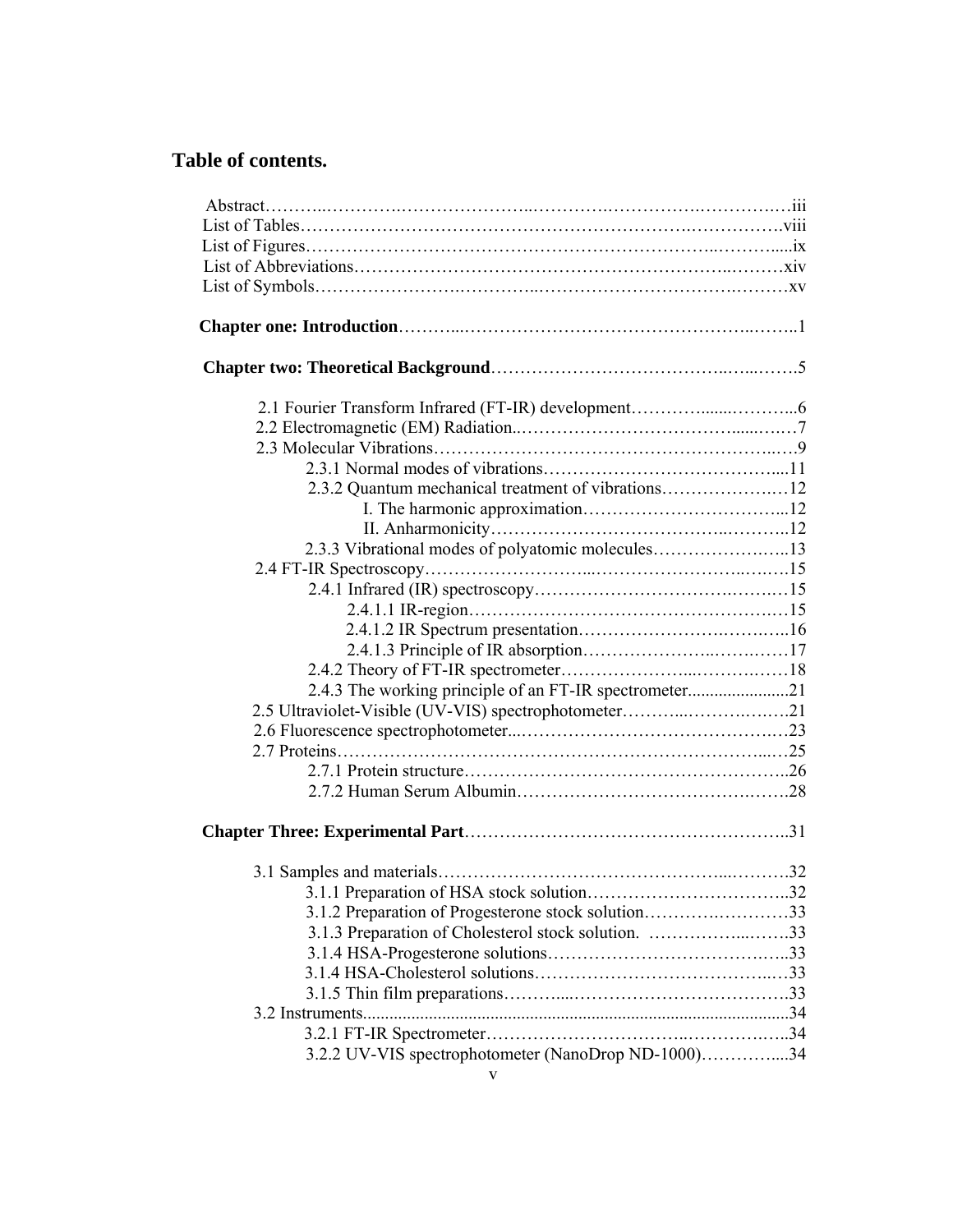## Table of contents.

Abstract…………………………………………………………………………iii
List of Tables……………………………………………………………………viii
List of Figures……………………………………………………………………ix
List of Abbreviations……………………………………………………………xiv
List of Symbols…………………………………………………………………xv

**Chapter one: Introduction**……………………………………………………1

**Chapter two: Theoretical Background**………………………………………5

- 2.1 Fourier Transform Infrared (FT-IR) development……………………6
- 2.2 Electromagnetic (EM) Radiation……………………………………7
- 2.3 Molecular Vibrations…………………………………………………9
  - 2.3.1 Normal modes of vibrations……………………………………11
  - 2.3.2 Quantum mechanical treatment of vibrations…………………12
    - I. The harmonic approximation……………………………12
    - II. Anharmonicity……………………………………………12
  - 2.3.3 Vibrational modes of polyatomic molecules…………………13
- 2.4 FT-IR Spectroscopy……………………………………………………15
  - 2.4.1 Infrared (IR) spectroscopy……………………………………15
    - 2.4.1.1 IR-region…………………………………………………15
    - 2.4.1.2 IR Spectrum presentation………………………………16
    - 2.4.1.3 Principle of IR absorption………………………………17
  - 2.4.2 Theory of FT-IR spectrometer…………………………………18
  - 2.4.3 The working principle of an FT-IR spectrometer……………21
- 2.5 Ultraviolet-Visible (UV-VIS) spectrophotometer……………………21
- 2.6 Fluorescence spectrophotometer……………………………………23
- 2.7 Proteins…………………………………………………………………25
  - 2.7.1 Protein structure…………………………………………………26
  - 2.7.2 Human Serum Albumin…………………………………………28

**Chapter Three: Experimental Part**…………………………………………31

- 3.1 Samples and materials…………………………………………………32
  - 3.1.1 Preparation of HSA stock solution……………………………32
  - 3.1.2 Preparation of Progesterone stock solution…………………33
  - 3.1.3 Preparation of Cholesterol stock solution. ……………………33
  - 3.1.4 HSA-Progesterone solutions……………………………………33
  - 3.1.4 HSA-Cholesterol solutions………………………………………33
  - 3.1.5 Thin film preparations……………………………………………33
- 3.2 Instruments……………………………………………………………34
  - 3.2.1 FT-IR Spectrometer……………………………………………34
  - 3.2.2 UV-VIS spectrophotometer (NanoDrop ND-1000)…………34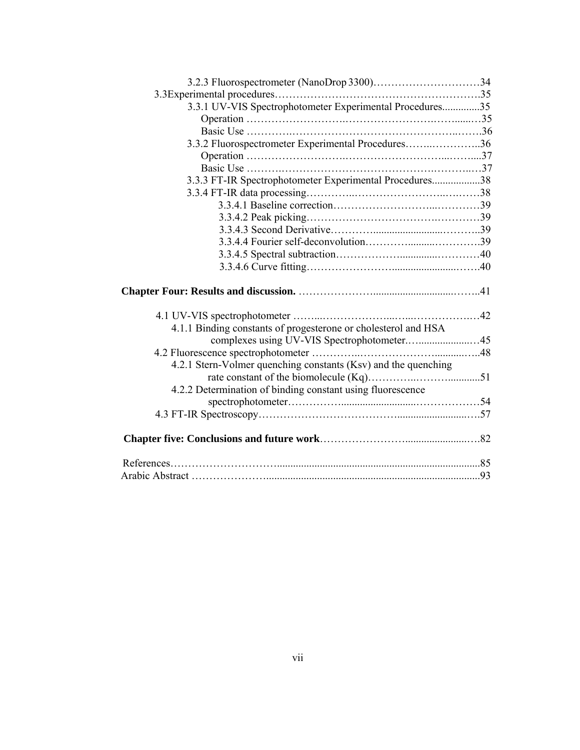3.2.3 Fluorospectrometer (NanoDrop 3300)…………………………34

3.3Experimental procedures………………………………………………….35

3.3.1 UV-VIS Spectrophotometer Experimental Procedures.............35

Operation ……………………….……………………….……......…35

Basic Use ………….…………………………………………..…….36

3.3.2 Fluorospectrometer Experimental Procedures……..…………..36

Operation ……………………….……………………...……....37

Basic Use ……….……………………………………….……..…37

3.3.3 FT-IR Spectrophotometer Experimental Procedures..................38

3.3.4 FT-IR data processing…………..…………………….…….…38

3.3.4.1 Baseline correction……………………...…………39

3.3.4.2 Peak picking……………………………….…………39

3.3.4.3 Second Derivative……….........................……….39

3.3.4.4 Fourier self-deconvolution………..........…………39

3.3.4.5 Spectral subtraction……………….............…………40

3.3.4.6 Curve fitting……………………........................……40

**Chapter Four: Results and discussion.** …………………...............................……..41

4.1 UV-VIS spectrophotometer ……...………………...…...……………….42

4.1.1 Binding constants of progesterone or cholesterol and HSA complexes using UV-VIS Spectrophotometer.….....................…45

4.2 Fluorescence spectrophotometer …………..………………….........…..48

4.2.1 Stern-Volmer quenching constants (Ksv) and the quenching rate constant of the biomolecule (Kq)…………..……….............51

4.2.2 Determination of binding constant using fluorescence spectrophotometer…………...........................………………54

4.3 FT-IR Spectroscopy…………………………………............................…57

**Chapter five: Conclusions and future work**…………………........................….82

References……………………….............................................................................85

Arabic Abstract ………………….................................................................................93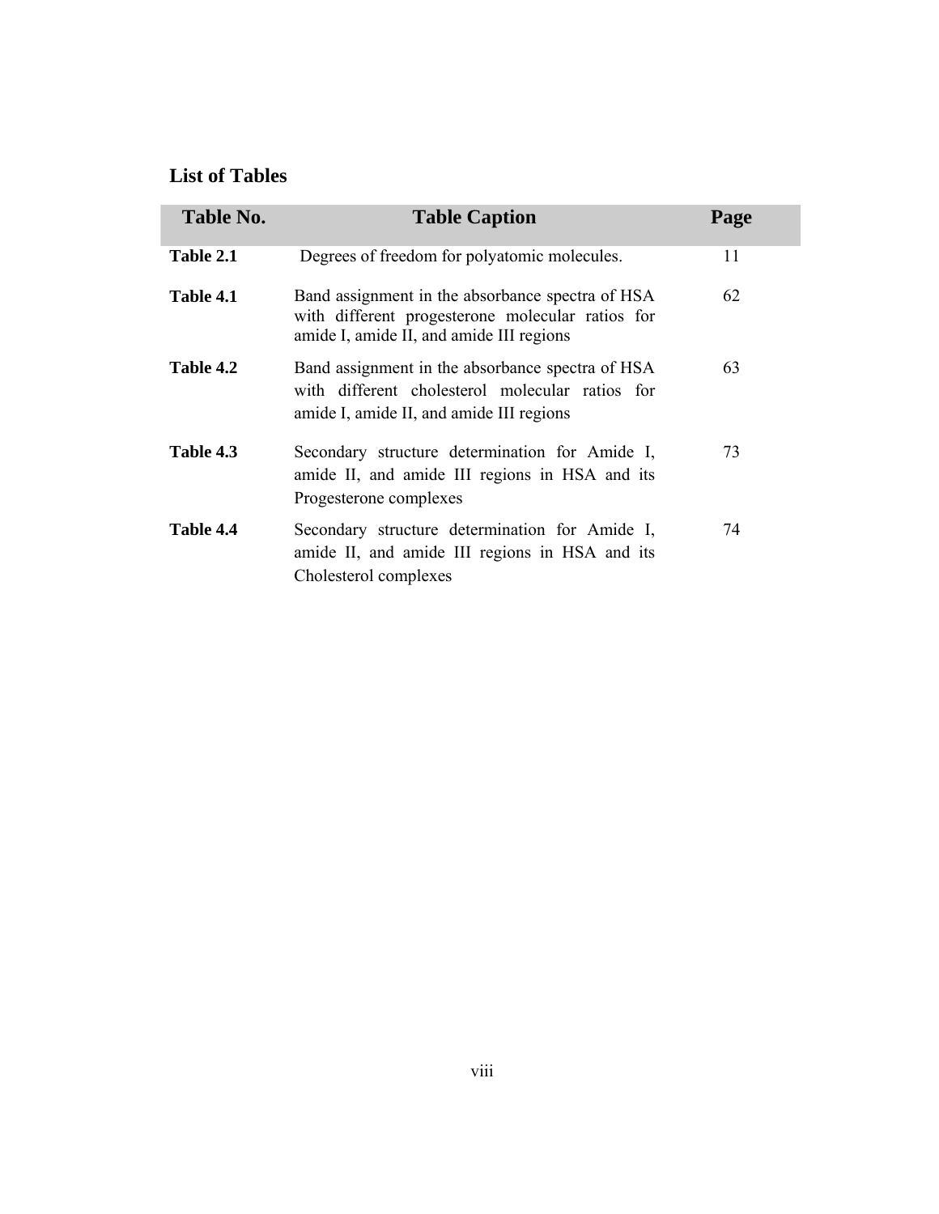## List of Tables

| Table No. | Table Caption | Page |
|---|---|---|
| **Table 2.1** | Degrees of freedom for polyatomic molecules. | 11 |
| **Table 4.1** | Band assignment in the absorbance spectra of HSA with different progesterone molecular ratios for amide I, amide II, and amide III regions | 62 |
| **Table 4.2** | Band assignment in the absorbance spectra of HSA with different cholesterol molecular ratios for amide I, amide II, and amide III regions | 63 |
| **Table 4.3** | Secondary structure determination for Amide I, amide II, and amide III regions in HSA and its Progesterone complexes | 73 |
| **Table 4.4** | Secondary structure determination for Amide I, amide II, and amide III regions in HSA and its Cholesterol complexes | 74 |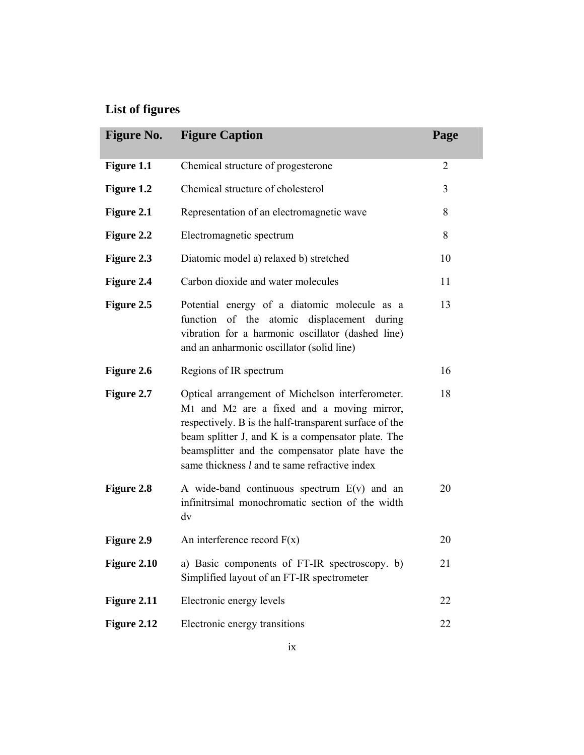## List of figures

| Figure No. | Figure Caption | Page |
|---|---|---|
| **Figure 1.1** | Chemical structure of progesterone | 2 |
| **Figure 1.2** | Chemical structure of cholesterol | 3 |
| **Figure 2.1** | Representation of an electromagnetic wave | 8 |
| **Figure 2.2** | Electromagnetic spectrum | 8 |
| **Figure 2.3** | Diatomic model a) relaxed b) stretched | 10 |
| **Figure 2.4** | Carbon dioxide and water molecules | 11 |
| **Figure 2.5** | Potential energy of a diatomic molecule as a function of the atomic displacement during vibration for a harmonic oscillator (dashed line) and an anharmonic oscillator (solid line) | 13 |
| **Figure 2.6** | Regions of IR spectrum | 16 |
| **Figure 2.7** | Optical arrangement of Michelson interferometer. $M_1$ and $M_2$ are a fixed and a moving mirror, respectively. B is the half-transparent surface of the beam splitter J, and K is a compensator plate. The beamsplitter and the compensator plate have the same thickness *l* and te same refractive index | 18 |
| **Figure 2.8** | A wide-band continuous spectrum E(v) and an infinitrsimal monochromatic section of the width dv | 20 |
| **Figure 2.9** | An interference record F(x) | 20 |
| **Figure 2.10** | a) Basic components of FT-IR spectroscopy. b) Simplified layout of an FT-IR spectrometer | 21 |
| **Figure 2.11** | Electronic energy levels | 22 |
| **Figure 2.12** | Electronic energy transitions | 22 |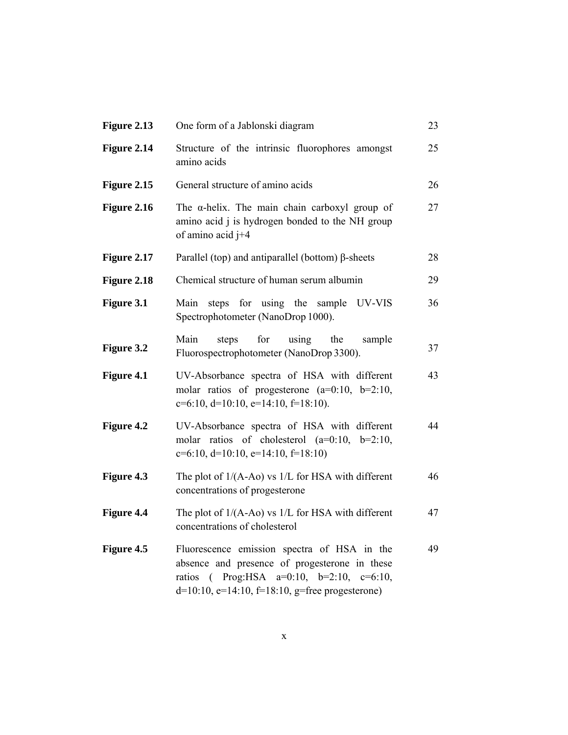| | | |
|---|---|---|
| **Figure 2.13** | One form of a Jablonski diagram | 23 |
| **Figure 2.14** | Structure of the intrinsic fluorophores amongst amino acids | 25 |
| **Figure 2.15** | General structure of amino acids | 26 |
| **Figure 2.16** | The α-helix. The main chain carboxyl group of amino acid j is hydrogen bonded to the NH group of amino acid j+4 | 27 |
| **Figure 2.17** | Parallel (top) and antiparallel (bottom) β-sheets | 28 |
| **Figure 2.18** | Chemical structure of human serum albumin | 29 |
| **Figure 3.1** | Main steps for using the sample UV-VIS Spectrophotometer (NanoDrop 1000). | 36 |
| **Figure 3.2** | Main steps for using the sample Fluorospectrophotometer (NanoDrop 3300). | 37 |
| **Figure 4.1** | UV-Absorbance spectra of HSA with different molar ratios of progesterone (a=0:10, b=2:10, c=6:10, d=10:10, e=14:10, f=18:10). | 43 |
| **Figure 4.2** | UV-Absorbance spectra of HSA with different molar ratios of cholesterol (a=0:10, b=2:10, c=6:10, d=10:10, e=14:10, f=18:10) | 44 |
| **Figure 4.3** | The plot of 1/(A-Ao) vs 1/L for HSA with different concentrations of progesterone | 46 |
| **Figure 4.4** | The plot of 1/(A-Ao) vs 1/L for HSA with different concentrations of cholesterol | 47 |
| **Figure 4.5** | Fluorescence emission spectra of HSA in the absence and presence of progesterone in these ratios ( Prog:HSA a=0:10, b=2:10, c=6:10, d=10:10, e=14:10, f=18:10, g=free progesterone) | 49 |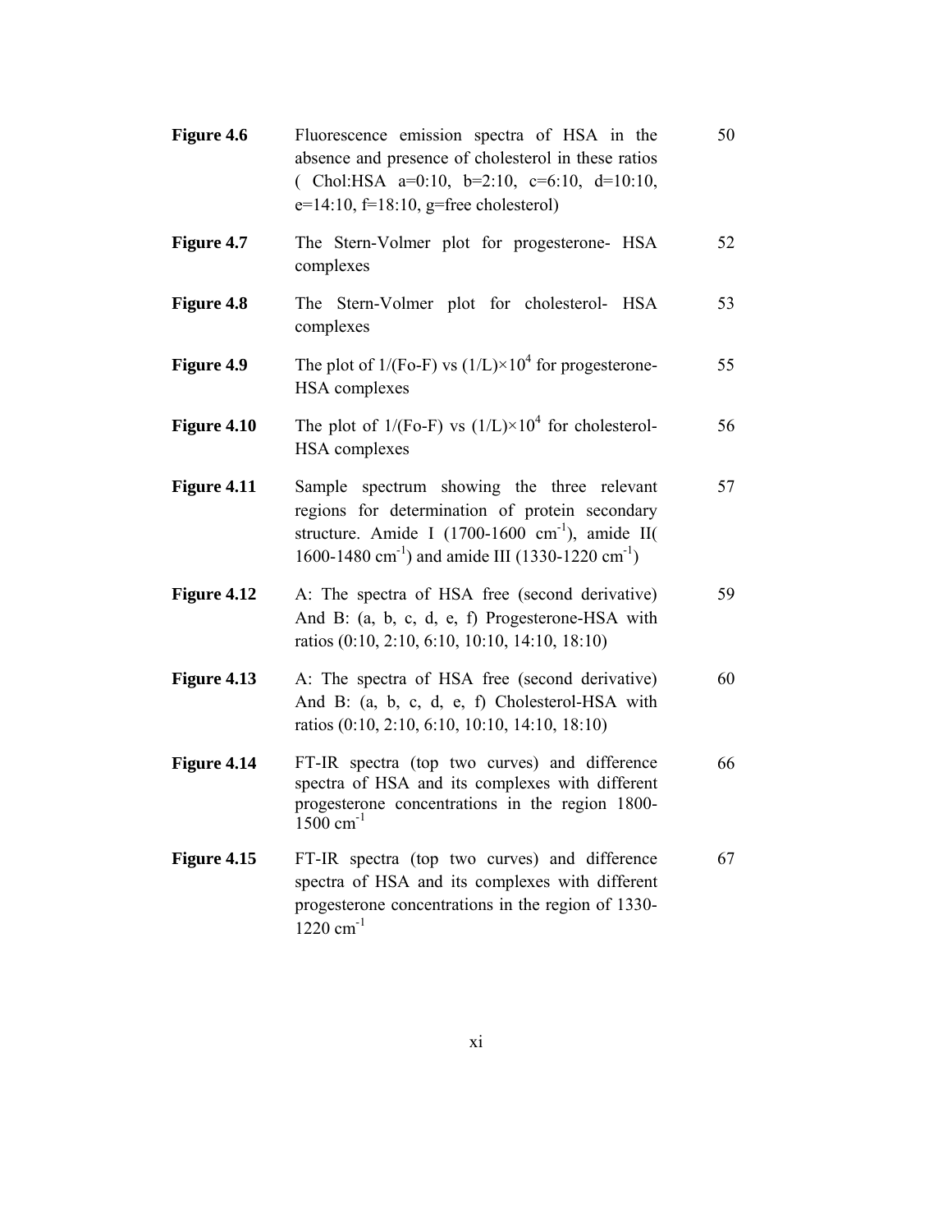| | | |
|---|---|---|
| **Figure 4.6** | Fluorescence emission spectra of HSA in the absence and presence of cholesterol in these ratios ( Chol:HSA a=0:10, b=2:10, c=6:10, d=10:10, e=14:10, f=18:10, g=free cholesterol) | 50 |
| **Figure 4.7** | The Stern-Volmer plot for progesterone- HSA complexes | 52 |
| **Figure 4.8** | The Stern-Volmer plot for cholesterol- HSA complexes | 53 |
| **Figure 4.9** | The plot of 1/(Fo-F) vs $(1/L)\times10^4$ for progesterone-HSA complexes | 55 |
| **Figure 4.10** | The plot of 1/(Fo-F) vs $(1/L)\times10^4$ for cholesterol-HSA complexes | 56 |
| **Figure 4.11** | Sample spectrum showing the three relevant regions for determination of protein secondary structure. Amide I (1700-1600 $cm^{-1}$), amide II( 1600-1480 $cm^{-1}$) and amide III (1330-1220 $cm^{-1}$) | 57 |
| **Figure 4.12** | A: The spectra of HSA free (second derivative) And B: (a, b, c, d, e, f) Progesterone-HSA with ratios (0:10, 2:10, 6:10, 10:10, 14:10, 18:10) | 59 |
| **Figure 4.13** | A: The spectra of HSA free (second derivative) And B: (a, b, c, d, e, f) Cholesterol-HSA with ratios (0:10, 2:10, 6:10, 10:10, 14:10, 18:10) | 60 |
| **Figure 4.14** | FT-IR spectra (top two curves) and difference spectra of HSA and its complexes with different progesterone concentrations in the region 1800-1500 $cm^{-1}$ | 66 |
| **Figure 4.15** | FT-IR spectra (top two curves) and difference spectra of HSA and its complexes with different progesterone concentrations in the region of 1330-1220 $cm^{-1}$ | 67 |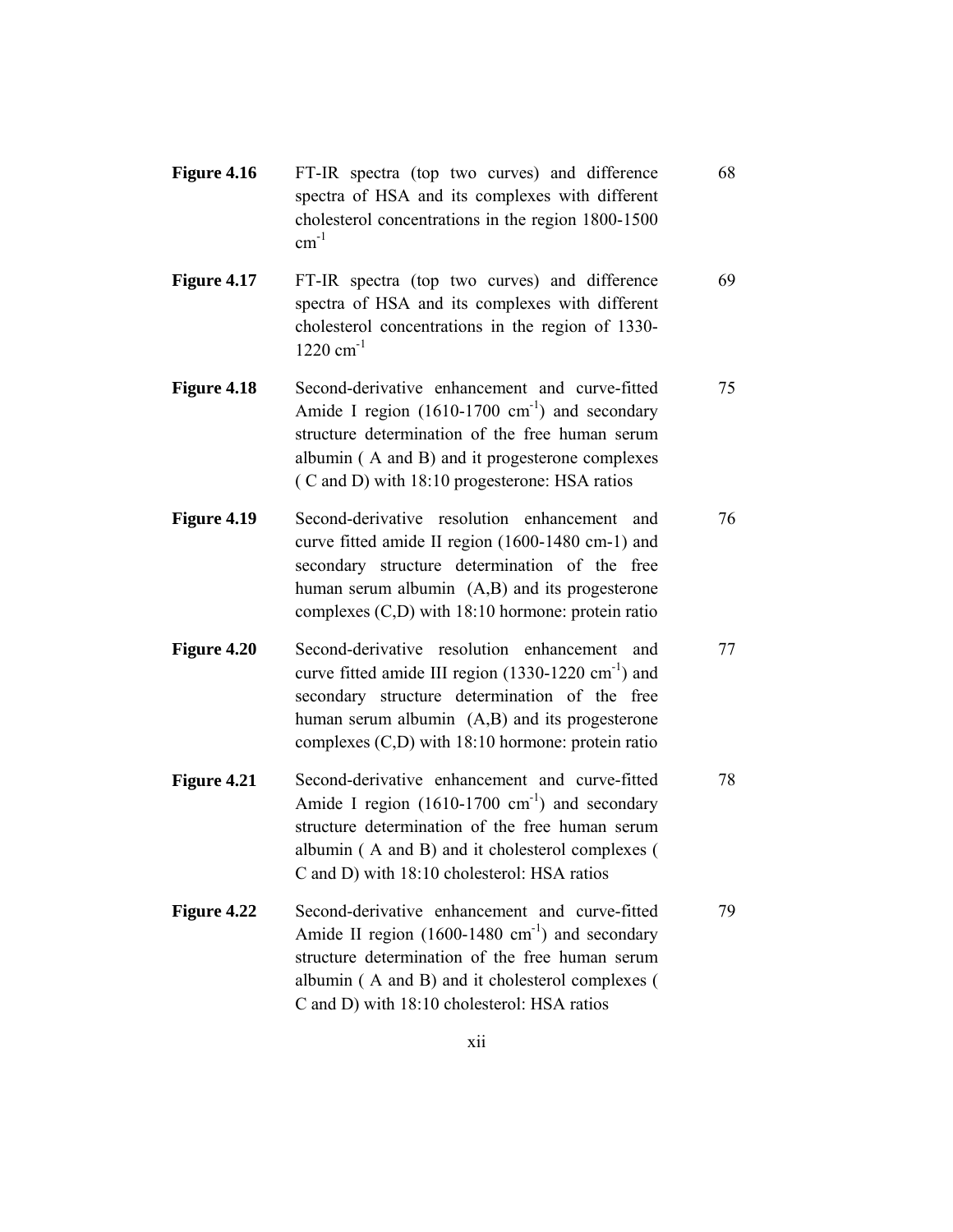| | | |
|---|---|---|
| **Figure 4.16** | FT-IR spectra (top two curves) and difference spectra of HSA and its complexes with different cholesterol concentrations in the region 1800-1500 $cm^{-1}$ | 68 |
| **Figure 4.17** | FT-IR spectra (top two curves) and difference spectra of HSA and its complexes with different cholesterol concentrations in the region of 1330-1220 $cm^{-1}$ | 69 |
| **Figure 4.18** | Second-derivative enhancement and curve-fitted Amide I region (1610-1700 $cm^{-1}$) and secondary structure determination of the free human serum albumin ( A and B) and it progesterone complexes ( C and D) with 18:10 progesterone: HSA ratios | 75 |
| **Figure 4.19** | Second-derivative resolution enhancement and curve fitted amide II region (1600-1480 cm-1) and secondary structure determination of the free human serum albumin (A,B) and its progesterone complexes (C,D) with 18:10 hormone: protein ratio | 76 |
| **Figure 4.20** | Second-derivative resolution enhancement and curve fitted amide III region (1330-1220 $cm^{-1}$) and secondary structure determination of the free human serum albumin (A,B) and its progesterone complexes (C,D) with 18:10 hormone: protein ratio | 77 |
| **Figure 4.21** | Second-derivative enhancement and curve-fitted Amide I region (1610-1700 $cm^{-1}$) and secondary structure determination of the free human serum albumin ( A and B) and it cholesterol complexes ( C and D) with 18:10 cholesterol: HSA ratios | 78 |
| **Figure 4.22** | Second-derivative enhancement and curve-fitted Amide II region (1600-1480 $cm^{-1}$) and secondary structure determination of the free human serum albumin ( A and B) and it cholesterol complexes ( C and D) with 18:10 cholesterol: HSA ratios | 79 |